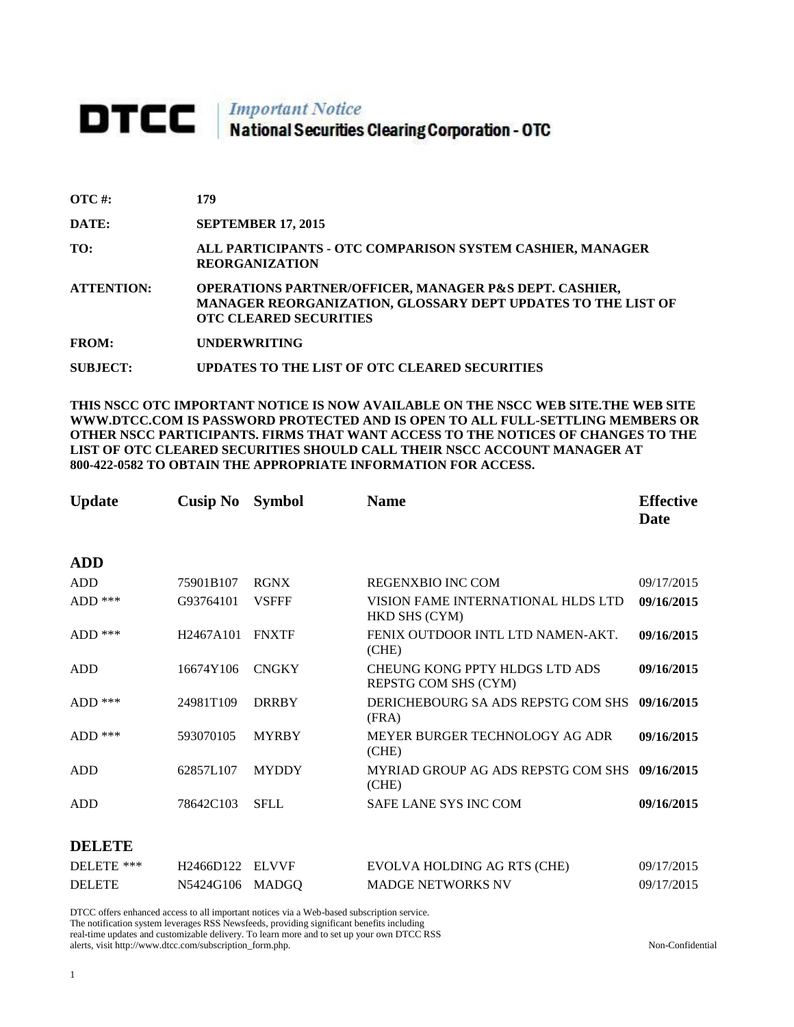# DTCC | *Important Notice* National Securities Clearing Corporation - OTC

**OTC #:** **179**

**DATE:** **SEPTEMBER 17, 2015**

**TO:** **ALL PARTICIPANTS - OTC COMPARISON SYSTEM CASHIER, MANAGER REORGANIZATION**

**ATTENTION:** **OPERATIONS PARTNER/OFFICER, MANAGER P&S DEPT. CASHIER, MANAGER REORGANIZATION, GLOSSARY DEPT UPDATES TO THE LIST OF OTC CLEARED SECURITIES**

**FROM:** **UNDERWRITING**

**SUBJECT:** **UPDATES TO THE LIST OF OTC CLEARED SECURITIES**

**THIS NSCC OTC IMPORTANT NOTICE IS NOW AVAILABLE ON THE NSCC WEB SITE.THE WEB SITE WWW.DTCC.COM IS PASSWORD PROTECTED AND IS OPEN TO ALL FULL-SETTLING MEMBERS OR OTHER NSCC PARTICIPANTS. FIRMS THAT WANT ACCESS TO THE NOTICES OF CHANGES TO THE LIST OF OTC CLEARED SECURITIES SHOULD CALL THEIR NSCC ACCOUNT MANAGER AT 800-422-0582 TO OBTAIN THE APPROPRIATE INFORMATION FOR ACCESS.**

| Update | Cusip No | Symbol | Name | Effective Date |
|---|---|---|---|---|
| **ADD** | | | | |
| ADD | 75901B107 | RGNX | REGENXBIO INC COM | 09/17/2015 |
| ADD *** | G93764101 | VSFFF | VISION FAME INTERNATIONAL HLDS LTD HKD SHS (CYM) | **09/16/2015** |
| ADD *** | H2467A101 | FNXTF | FENIX OUTDOOR INTL LTD NAMEN-AKT. (CHE) | **09/16/2015** |
| ADD | 16674Y106 | CNGKY | CHEUNG KONG PPTY HLDGS LTD ADS REPSTG COM SHS (CYM) | **09/16/2015** |
| ADD *** | 24981T109 | DRRBY | DERICHEBOURG SA ADS REPSTG COM SHS (FRA) | **09/16/2015** |
| ADD *** | 593070105 | MYRBY | MEYER BURGER TECHNOLOGY AG ADR (CHE) | **09/16/2015** |
| ADD | 62857L107 | MYDDY | MYRIAD GROUP AG ADS REPSTG COM SHS (CHE) | **09/16/2015** |
| ADD | 78642C103 | SFLL | SAFE LANE SYS INC COM | **09/16/2015** |
| **DELETE** | | | | |
| DELETE *** | H2466D122 | ELVVF | EVOLVA HOLDING AG RTS (CHE) | 09/17/2015 |
| DELETE | N5424G106 | MADGQ | MADGE NETWORKS NV | 09/17/2015 |

DTCC offers enhanced access to all important notices via a Web-based subscription service. The notification system leverages RSS Newsfeeds, providing significant benefits including real-time updates and customizable delivery. To learn more and to set up your own DTCC RSS alerts, visit http://www.dtcc.com/subscription_form.php.

Non-Confidential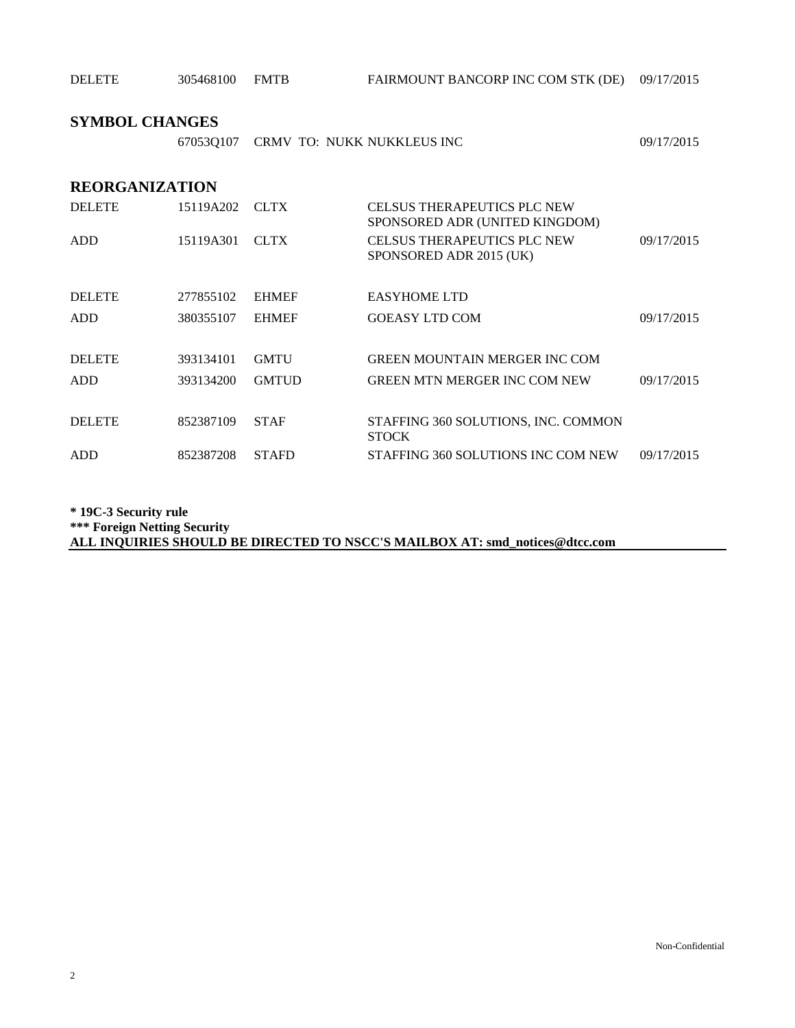| | | | | |
|---|---|---|---|---|
| DELETE | 305468100 | FMTB | FAIRMOUNT BANCORP INC COM STK (DE) | 09/17/2015 |

## SYMBOL CHANGES

| | | | | |
|---|---|---|---|---|
| | 67053Q107 | CRMV TO: NUKK NUKKLEUS INC | | 09/17/2015 |

## REORGANIZATION

| | | | | |
|---|---|---|---|---|
| DELETE | 15119A202 | CLTX | CELSUS THERAPEUTICS PLC NEW SPONSORED ADR (UNITED KINGDOM) | |
| ADD | 15119A301 | CLTX | CELSUS THERAPEUTICS PLC NEW SPONSORED ADR 2015 (UK) | 09/17/2015 |
| DELETE | 277855102 | EHMEF | EASYHOME LTD | |
| ADD | 380355107 | EHMEF | GOEASY LTD COM | 09/17/2015 |
| DELETE | 393134101 | GMTU | GREEN MOUNTAIN MERGER INC COM | |
| ADD | 393134200 | GMTUD | GREEN MTN MERGER INC COM NEW | 09/17/2015 |
| DELETE | 852387109 | STAF | STAFFING 360 SOLUTIONS, INC. COMMON STOCK | |
| ADD | 852387208 | STAFD | STAFFING 360 SOLUTIONS INC COM NEW | 09/17/2015 |

**\* 19C-3 Security rule**
**\*\*\* Foreign Netting Security**
**ALL INQUIRIES SHOULD BE DIRECTED TO NSCC'S MAILBOX AT: smd_notices@dtcc.com**

Non-Confidential